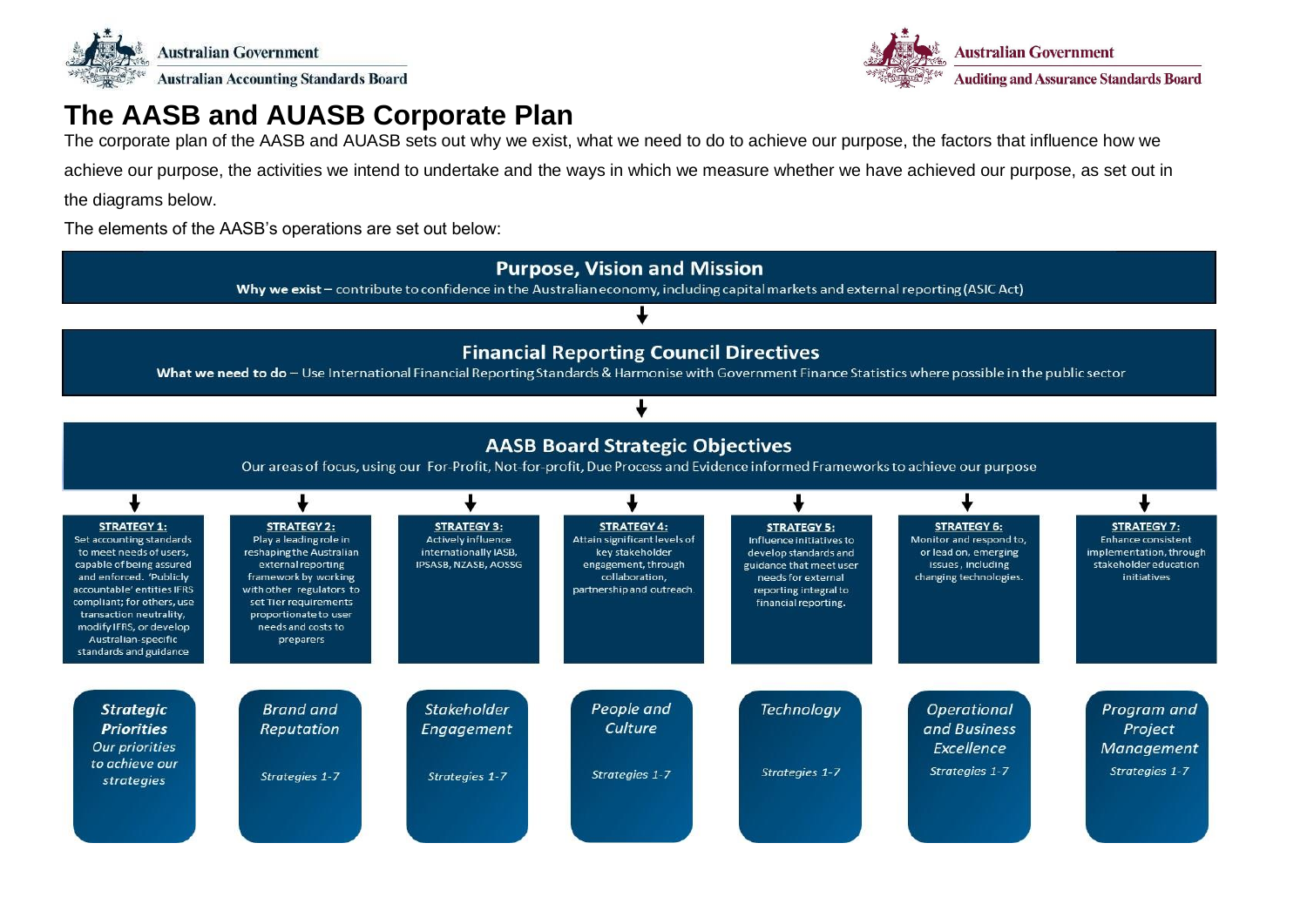Australian Government
Australian Accounting Standards Board

Australian Government
Auditing and Assurance Standards Board

# The AASB and AUASB Corporate Plan

The corporate plan of the AASB and AUASB sets out why we exist, what we need to do to achieve our purpose, the factors that influence how we achieve our purpose, the activities we intend to undertake and the ways in which we measure whether we have achieved our purpose, as set out in the diagrams below.

The elements of the AASB's operations are set out below:

## Purpose, Vision and Mission

**Why we exist** – contribute to confidence in the Australian economy, including capital markets and external reporting (ASIC Act)

## Financial Reporting Council Directives

**What we need to do** – Use International Financial Reporting Standards & Harmonise with Government Finance Statistics where possible in the public sector

## AASB Board Strategic Objectives

Our areas of focus, using our For-Profit, Not-for-profit, Due Process and Evidence informed Frameworks to achieve our purpose

**STRATEGY 1:** Set accounting standards to meet needs of users, capable of being assured and enforced. 'Publicly accountable' entities IFRS compliant; for others, use transaction neutrality, modify IFRS, or develop Australian-specific standards and guidance

**STRATEGY 2:** Play a leading role in reshaping the Australian external reporting framework by working with other regulators to set Tier requirements proportionate to user needs and costs to preparers

**STRATEGY 3:** Actively influence internationally IASB, IPSASB, NZASB, AOSSG

**STRATEGY 4:** Attain significant levels of key stakeholder engagement, through collaboration, partnership and outreach

**STRATEGY 5:** Influence initiatives to develop standards and guidance that meet user needs for external reporting integral to financial reporting.

**STRATEGY 6:** Monitor and respond to, or lead on, emerging issues, including changing technologies.

**STRATEGY 7:** Enhance consistent implementation, through stakeholder education initiatives

***Strategic Priorities***
*Our priorities to achieve our strategies*

| Priority | Strategies |
|---|---|
| *Brand and Reputation* | *Strategies 1-7* |
| *Stakeholder Engagement* | *Strategies 1-7* |
| *People and Culture* | *Strategies 1-7* |
| *Technology* | *Strategies 1-7* |
| *Operational and Business Excellence* | *Strategies 1-7* |
| *Program and Project Management* | *Strategies 1-7* |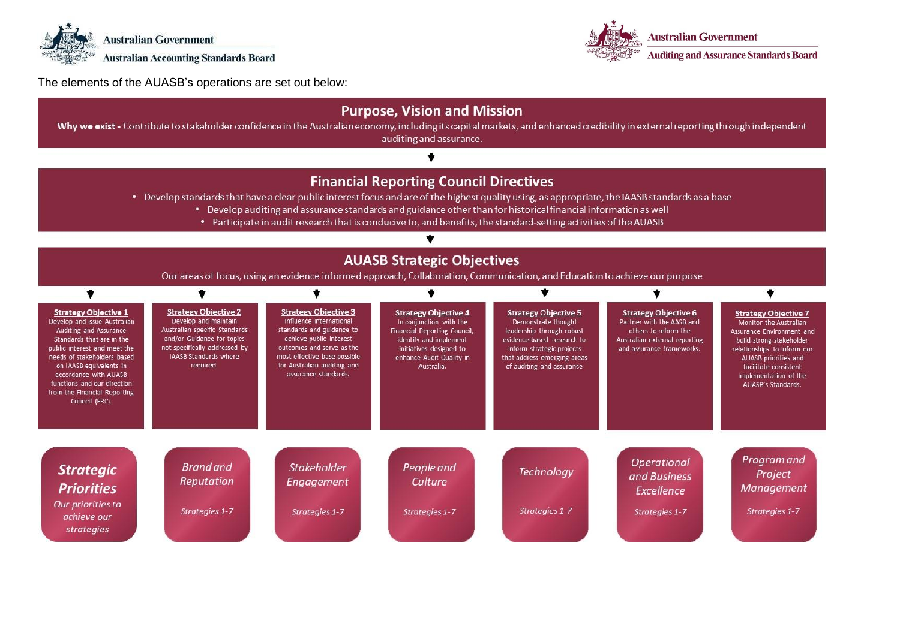The elements of the AUASB's operations are set out below:

## Purpose, Vision and Mission

**Why we exist -** Contribute to stakeholder confidence in the Australian economy, including its capital markets, and enhanced credibility in external reporting through independent auditing and assurance.

## Financial Reporting Council Directives

- Develop standards that have a clear public interest focus and are of the highest quality using, as appropriate, the IAASB standards as a base
- Develop auditing and assurance standards and guidance other than for historical financial information as well
- Participate in audit research that is conducive to, and benefits, the standard-setting activities of the AUASB

## AUASB Strategic Objectives

Our areas of focus, using an evidence informed approach, Collaboration, Communication, and Education to achieve our purpose

**Strategy Objective 1**
Develop and issue Australian Auditing and Assurance Standards that are in the public interest and meet the needs of stakeholders based on IAASB equivalents in accordance with AUASB functions and our direction from the Financial Reporting Council (FRC).

**Strategy Objective 2**
Develop and maintain Australian specific Standards and/or Guidance for topics not specifically addressed by IAASB Standards where required.

**Strategy Objective 3**
Influence international standards and guidance to achieve public interest outcomes and serve as the most effective base possible for Australian auditing and assurance standards.

**Strategy Objective 4**
In conjunction with the Financial Reporting Council, identify and implement initiatives designed to enhance Audit Quality in Australia.

**Strategy Objective 5**
Demonstrate thought leadership through robust evidence-based research to inform strategic projects that address emerging areas of auditing and assurance

**Strategy Objective 6**
Partner with the AASB and others to reform the Australian external reporting and assurance frameworks.

**Strategy Objective 7**
Monitor the Australian Assurance Environment and build strong stakeholder relationships to inform our AUASB priorities and facilitate consistent implementation of the AUASB's Standards.

### Strategic Priorities

*Our priorities to achieve our strategies*

- *Brand and Reputation* – *Strategies 1-7*
- *Stakeholder Engagement* – *Strategies 1-7*
- *People and Culture* – *Strategies 1-7*
- *Technology* – *Strategies 1-7*
- *Operational and Business Excellence* – *Strategies 1-7*
- *Program and Project Management* – *Strategies 1-7*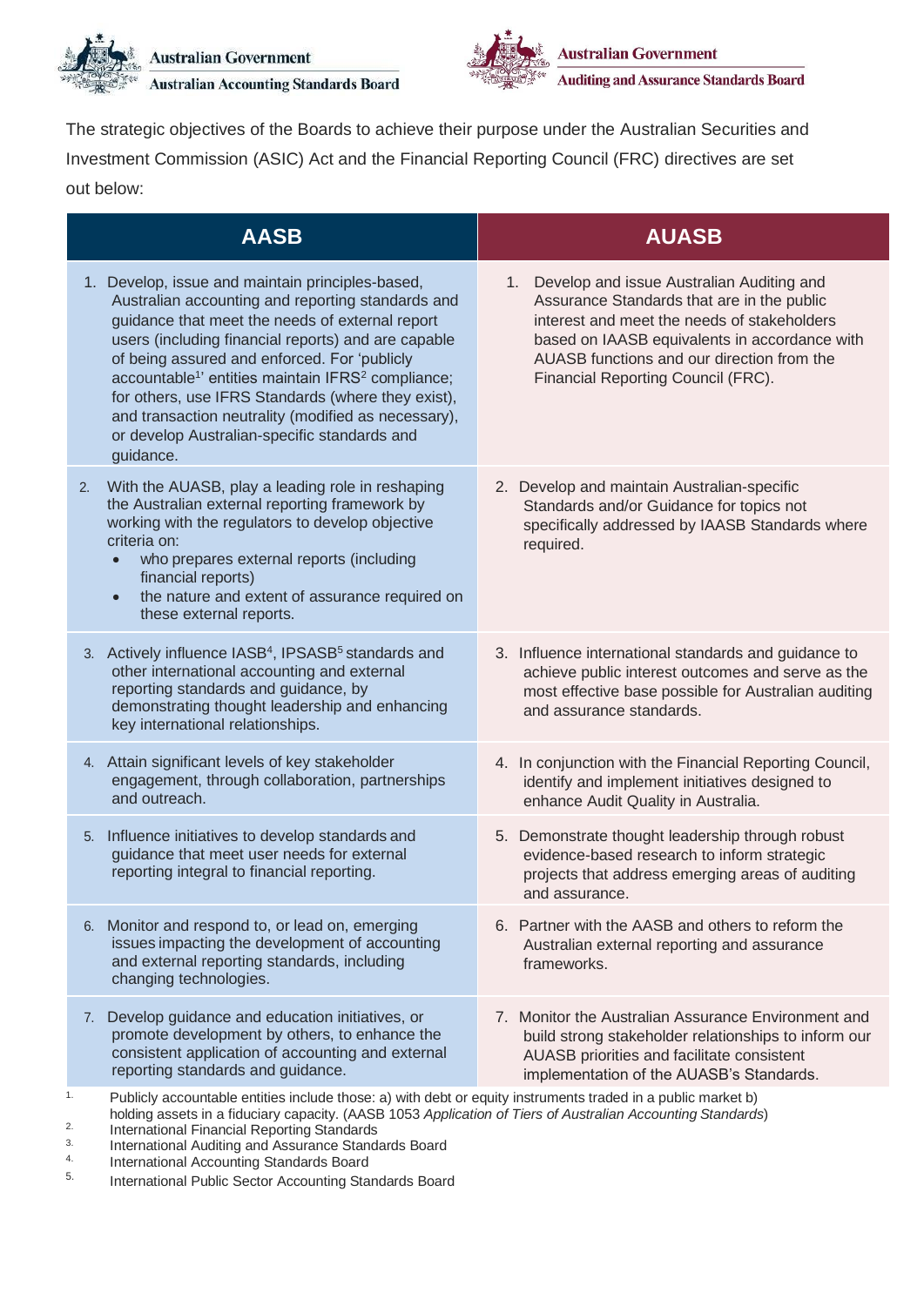Australian Government
Australian Accounting Standards Board

Australian Government
Auditing and Assurance Standards Board

The strategic objectives of the Boards to achieve their purpose under the Australian Securities and Investment Commission (ASIC) Act and the Financial Reporting Council (FRC) directives are set out below:

| AASB | AUASB |
|---|---|
| 1. Develop, issue and maintain principles-based, Australian accounting and reporting standards and guidance that meet the needs of external report users (including financial reports) and are capable of being assured and enforced. For 'publicly accountable[1]' entities maintain IFRS[2] compliance; for others, use IFRS Standards (where they exist), and transaction neutrality (modified as necessary), or develop Australian-specific standards and guidance. | 1. Develop and issue Australian Auditing and Assurance Standards that are in the public interest and meet the needs of stakeholders based on IAASB equivalents in accordance with AUASB functions and our direction from the Financial Reporting Council (FRC). |
| 2. With the AUASB, play a leading role in reshaping the Australian external reporting framework by working with the regulators to develop objective criteria on:<br>• who prepares external reports (including financial reports)<br>• the nature and extent of assurance required on these external reports. | 2. Develop and maintain Australian-specific Standards and/or Guidance for topics not specifically addressed by IAASB Standards where required. |
| 3. Actively influence IASB[4], IPSASB[5] standards and other international accounting and external reporting standards and guidance, by demonstrating thought leadership and enhancing key international relationships. | 3. Influence international standards and guidance to achieve public interest outcomes and serve as the most effective base possible for Australian auditing and assurance standards. |
| 4. Attain significant levels of key stakeholder engagement, through collaboration, partnerships and outreach. | 4. In conjunction with the Financial Reporting Council, identify and implement initiatives designed to enhance Audit Quality in Australia. |
| 5. Influence initiatives to develop standards and guidance that meet user needs for external reporting integral to financial reporting. | 5. Demonstrate thought leadership through robust evidence-based research to inform strategic projects that address emerging areas of auditing and assurance. |
| 6. Monitor and respond to, or lead on, emerging issues impacting the development of accounting and external reporting standards, including changing technologies. | 6. Partner with the AASB and others to reform the Australian external reporting and assurance frameworks. |
| 7. Develop guidance and education initiatives, or promote development by others, to enhance the consistent application of accounting and external reporting standards and guidance. | 7. Monitor the Australian Assurance Environment and build strong stakeholder relationships to inform our AUASB priorities and facilitate consistent implementation of the AUASB's Standards. |

1. Publicly accountable entities include those: a) with debt or equity instruments traded in a public market b) holding assets in a fiduciary capacity. (AASB 1053 *Application of Tiers of Australian Accounting Standards*)
2. International Financial Reporting Standards
3. International Auditing and Assurance Standards Board
4. International Accounting Standards Board
5. International Public Sector Accounting Standards Board